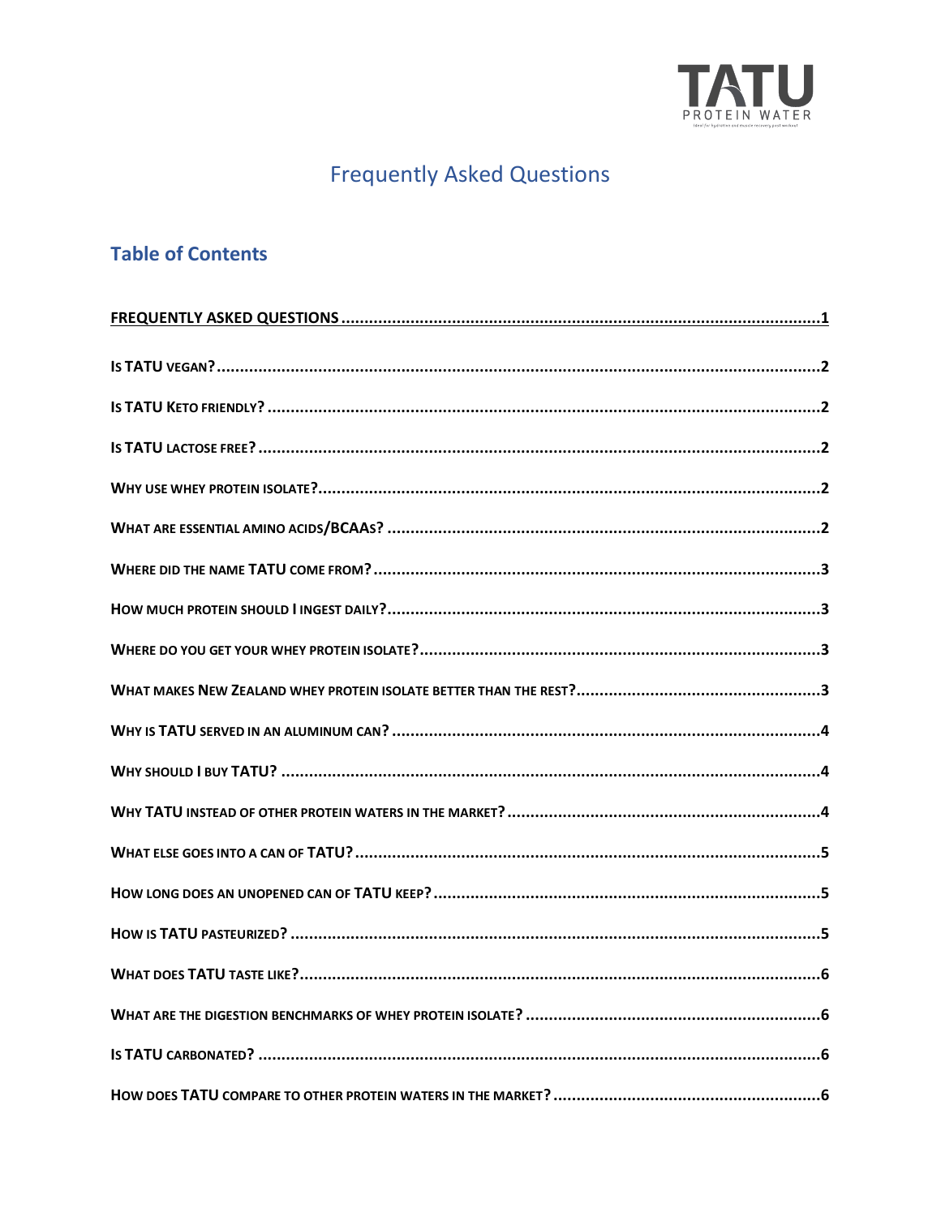TATU

PROTEIN WATER

# Frequently Asked Questions

## Table of Contents

FREQUENTLY ASKED QUESTIONS ........................................................................................................1

IS TATU VEGAN? ........................................................................................................2

IS TATU KETO FRIENDLY? ........................................................................................................2

IS TATU LACTOSE FREE? ........................................................................................................2

WHY USE WHEY PROTEIN ISOLATE? ........................................................................................................2

WHAT ARE ESSENTIAL AMINO ACIDS/BCAAS? ........................................................................................................2

WHERE DID THE NAME TATU COME FROM? ........................................................................................................3

HOW MUCH PROTEIN SHOULD I INGEST DAILY? ........................................................................................................3

WHERE DO YOU GET YOUR WHEY PROTEIN ISOLATE? ........................................................................................................3

WHAT MAKES NEW ZEALAND WHEY PROTEIN ISOLATE BETTER THAN THE REST? ........................................................................................................3

WHY IS TATU SERVED IN AN ALUMINUM CAN? ........................................................................................................4

WHY SHOULD I BUY TATU? ........................................................................................................4

WHY TATU INSTEAD OF OTHER PROTEIN WATERS IN THE MARKET? ........................................................................................................4

WHAT ELSE GOES INTO A CAN OF TATU? ........................................................................................................5

HOW LONG DOES AN UNOPENED CAN OF TATU KEEP? ........................................................................................................5

HOW IS TATU PASTEURIZED? ........................................................................................................5

WHAT DOES TATU TASTE LIKE? ........................................................................................................6

WHAT ARE THE DIGESTION BENCHMARKS OF WHEY PROTEIN ISOLATE? ........................................................................................................6

IS TATU CARBONATED? ........................................................................................................6

HOW DOES TATU COMPARE TO OTHER PROTEIN WATERS IN THE MARKET? ........................................................................................................6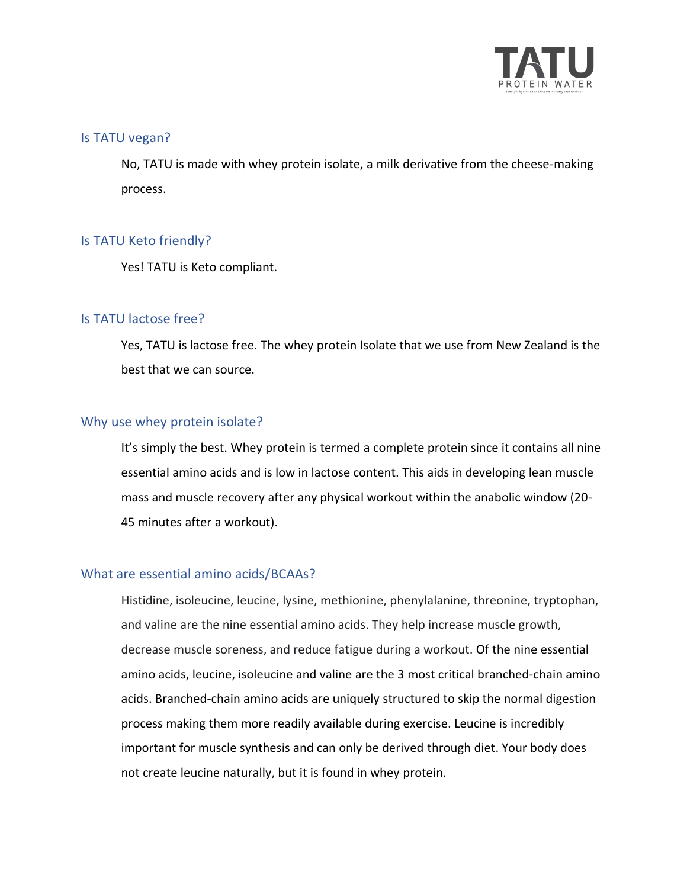## Is TATU vegan?

No, TATU is made with whey protein isolate, a milk derivative from the cheese-making process.

## Is TATU Keto friendly?

Yes! TATU is Keto compliant.

## Is TATU lactose free?

Yes, TATU is lactose free. The whey protein Isolate that we use from New Zealand is the best that we can source.

## Why use whey protein isolate?

It's simply the best. Whey protein is termed a complete protein since it contains all nine essential amino acids and is low in lactose content. This aids in developing lean muscle mass and muscle recovery after any physical workout within the anabolic window (20-45 minutes after a workout).

## What are essential amino acids/BCAAs?

Histidine, isoleucine, leucine, lysine, methionine, phenylalanine, threonine, tryptophan, and valine are the nine essential amino acids. They help increase muscle growth, decrease muscle soreness, and reduce fatigue during a workout. Of the nine essential amino acids, leucine, isoleucine and valine are the 3 most critical branched-chain amino acids. Branched-chain amino acids are uniquely structured to skip the normal digestion process making them more readily available during exercise. Leucine is incredibly important for muscle synthesis and can only be derived through diet. Your body does not create leucine naturally, but it is found in whey protein.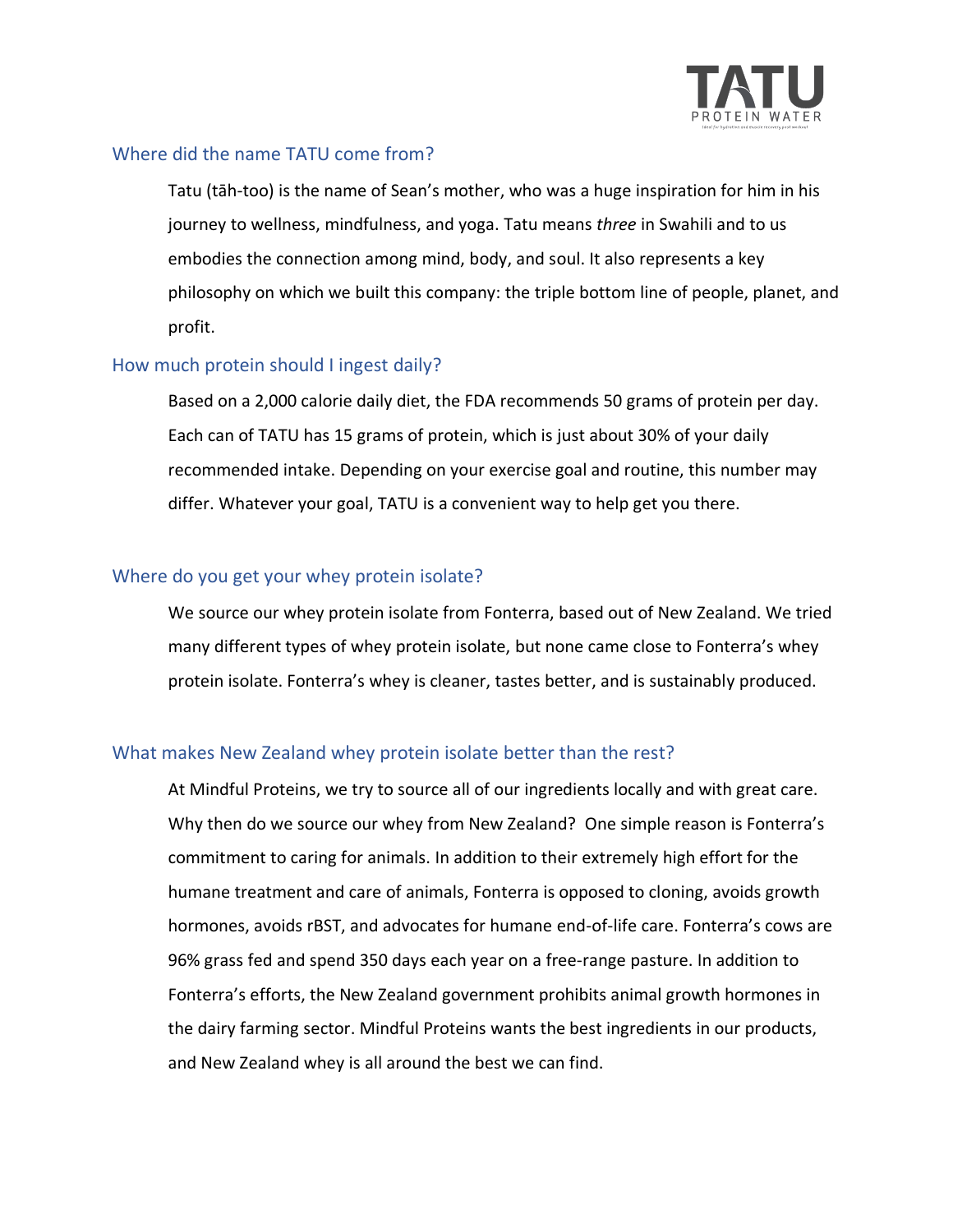## Where did the name TATU come from?

Tatu (tāh-too) is the name of Sean's mother, who was a huge inspiration for him in his journey to wellness, mindfulness, and yoga. Tatu means *three* in Swahili and to us embodies the connection among mind, body, and soul. It also represents a key philosophy on which we built this company: the triple bottom line of people, planet, and profit.

## How much protein should I ingest daily?

Based on a 2,000 calorie daily diet, the FDA recommends 50 grams of protein per day. Each can of TATU has 15 grams of protein, which is just about 30% of your daily recommended intake. Depending on your exercise goal and routine, this number may differ. Whatever your goal, TATU is a convenient way to help get you there.

## Where do you get your whey protein isolate?

We source our whey protein isolate from Fonterra, based out of New Zealand. We tried many different types of whey protein isolate, but none came close to Fonterra's whey protein isolate. Fonterra's whey is cleaner, tastes better, and is sustainably produced.

## What makes New Zealand whey protein isolate better than the rest?

At Mindful Proteins, we try to source all of our ingredients locally and with great care. Why then do we source our whey from New Zealand? One simple reason is Fonterra's commitment to caring for animals. In addition to their extremely high effort for the humane treatment and care of animals, Fonterra is opposed to cloning, avoids growth hormones, avoids rBST, and advocates for humane end-of-life care. Fonterra's cows are 96% grass fed and spend 350 days each year on a free-range pasture. In addition to Fonterra's efforts, the New Zealand government prohibits animal growth hormones in the dairy farming sector. Mindful Proteins wants the best ingredients in our products, and New Zealand whey is all around the best we can find.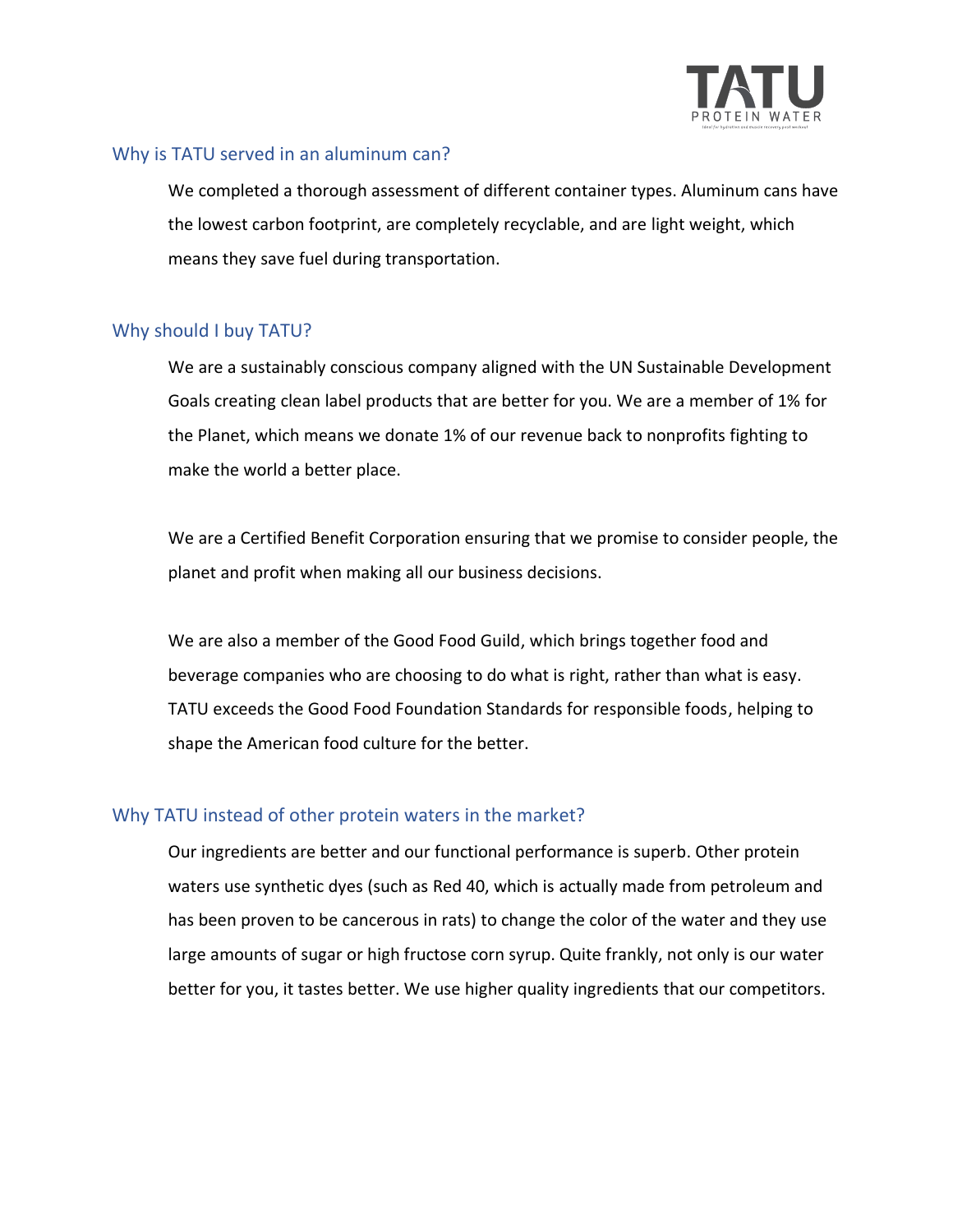## Why is TATU served in an aluminum can?

We completed a thorough assessment of different container types. Aluminum cans have the lowest carbon footprint, are completely recyclable, and are light weight, which means they save fuel during transportation.

## Why should I buy TATU?

We are a sustainably conscious company aligned with the UN Sustainable Development Goals creating clean label products that are better for you. We are a member of 1% for the Planet, which means we donate 1% of our revenue back to nonprofits fighting to make the world a better place.

We are a Certified Benefit Corporation ensuring that we promise to consider people, the planet and profit when making all our business decisions.

We are also a member of the Good Food Guild, which brings together food and beverage companies who are choosing to do what is right, rather than what is easy. TATU exceeds the Good Food Foundation Standards for responsible foods, helping to shape the American food culture for the better.

## Why TATU instead of other protein waters in the market?

Our ingredients are better and our functional performance is superb. Other protein waters use synthetic dyes (such as Red 40, which is actually made from petroleum and has been proven to be cancerous in rats) to change the color of the water and they use large amounts of sugar or high fructose corn syrup. Quite frankly, not only is our water better for you, it tastes better. We use higher quality ingredients that our competitors.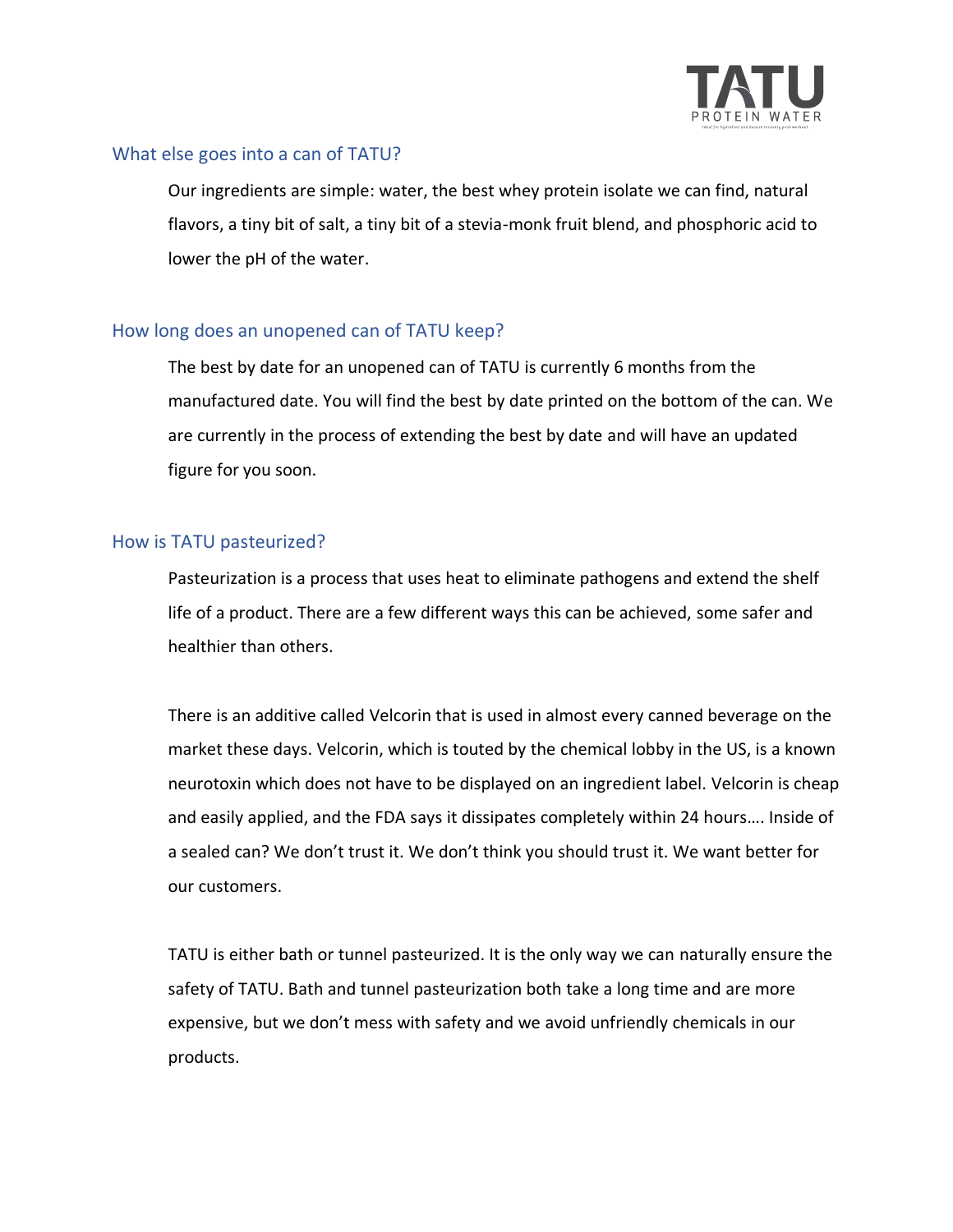## What else goes into a can of TATU?

Our ingredients are simple: water, the best whey protein isolate we can find, natural flavors, a tiny bit of salt, a tiny bit of a stevia-monk fruit blend, and phosphoric acid to lower the pH of the water.

## How long does an unopened can of TATU keep?

The best by date for an unopened can of TATU is currently 6 months from the manufactured date. You will find the best by date printed on the bottom of the can. We are currently in the process of extending the best by date and will have an updated figure for you soon.

## How is TATU pasteurized?

Pasteurization is a process that uses heat to eliminate pathogens and extend the shelf life of a product. There are a few different ways this can be achieved, some safer and healthier than others.

There is an additive called Velcorin that is used in almost every canned beverage on the market these days. Velcorin, which is touted by the chemical lobby in the US, is a known neurotoxin which does not have to be displayed on an ingredient label. Velcorin is cheap and easily applied, and the FDA says it dissipates completely within 24 hours…. Inside of a sealed can? We don't trust it. We don't think you should trust it. We want better for our customers.

TATU is either bath or tunnel pasteurized. It is the only way we can naturally ensure the safety of TATU. Bath and tunnel pasteurization both take a long time and are more expensive, but we don't mess with safety and we avoid unfriendly chemicals in our products.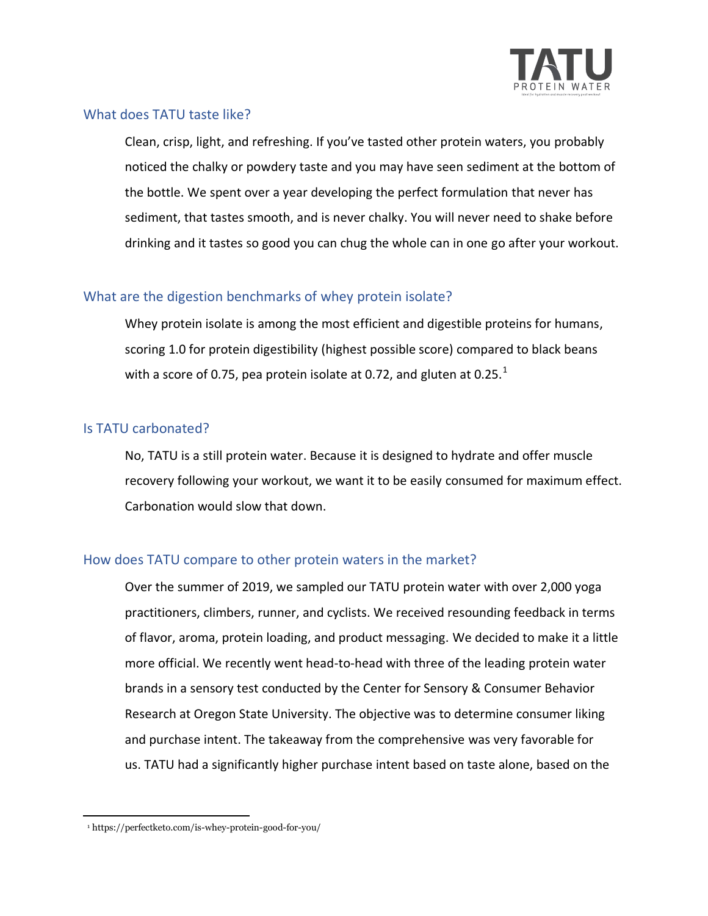## What does TATU taste like?

Clean, crisp, light, and refreshing. If you've tasted other protein waters, you probably noticed the chalky or powdery taste and you may have seen sediment at the bottom of the bottle. We spent over a year developing the perfect formulation that never has sediment, that tastes smooth, and is never chalky. You will never need to shake before drinking and it tastes so good you can chug the whole can in one go after your workout.

## What are the digestion benchmarks of whey protein isolate?

Whey protein isolate is among the most efficient and digestible proteins for humans, scoring 1.0 for protein digestibility (highest possible score) compared to black beans with a score of 0.75, pea protein isolate at 0.72, and gluten at 0.25.[1]

## Is TATU carbonated?

No, TATU is a still protein water. Because it is designed to hydrate and offer muscle recovery following your workout, we want it to be easily consumed for maximum effect. Carbonation would slow that down.

## How does TATU compare to other protein waters in the market?

Over the summer of 2019, we sampled our TATU protein water with over 2,000 yoga practitioners, climbers, runner, and cyclists. We received resounding feedback in terms of flavor, aroma, protein loading, and product messaging. We decided to make it a little more official. We recently went head-to-head with three of the leading protein water brands in a sensory test conducted by the Center for Sensory & Consumer Behavior Research at Oregon State University. The objective was to determine consumer liking and purchase intent. The takeaway from the comprehensive was very favorable for us. TATU had a significantly higher purchase intent based on taste alone, based on the

[1] https://perfectketo.com/is-whey-protein-good-for-you/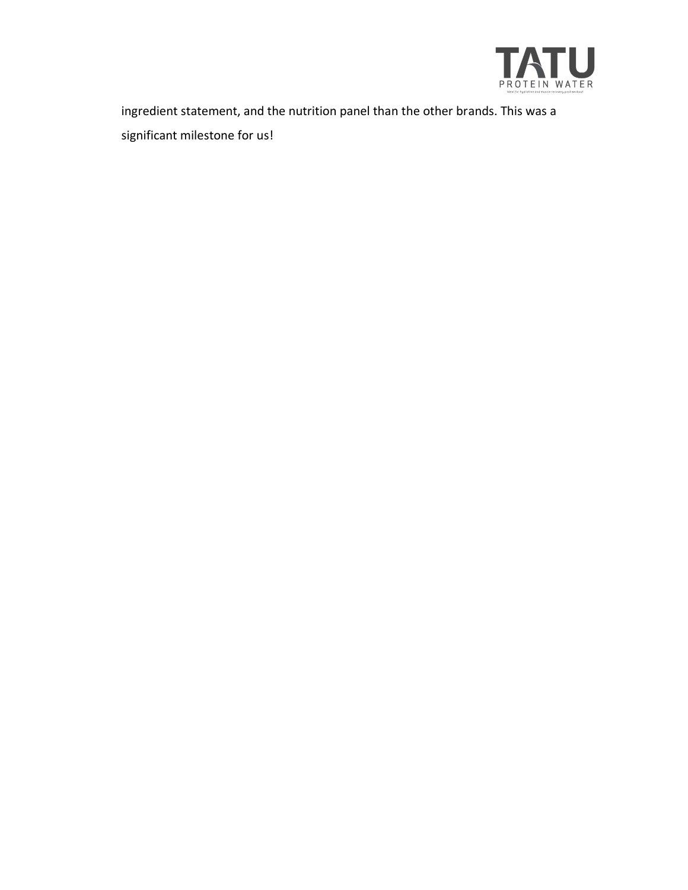ingredient statement, and the nutrition panel than the other brands. This was a significant milestone for us!